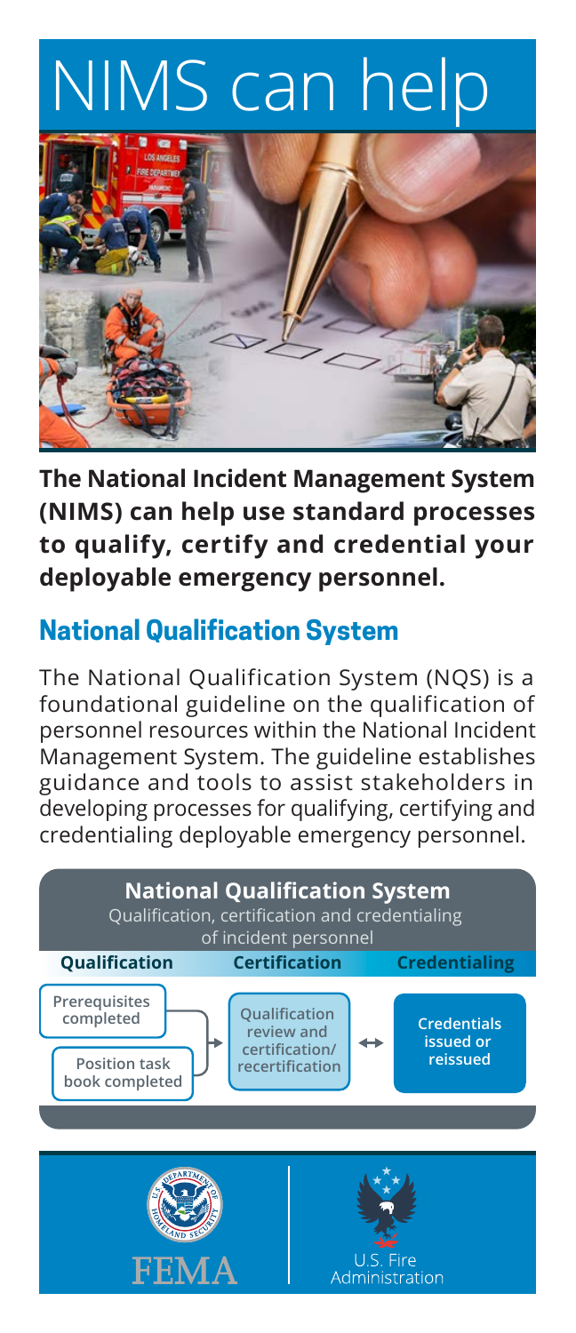# NIMS can help

**The National Incident Management System (NIMS) can help use standard processes to qualify, certify and credential your deployable emergency personnel.**

## National Qualification System

The National Qualification System (NQS) is a foundational guideline on the qualification of personnel resources within the National Incident Management System. The guideline establishes guidance and tools to assist stakeholders in developing processes for qualifying, certifying and credentialing deployable emergency personnel.

**National Qualification System**

Qualification, certification and credentialing of incident personnel

| Qualification | Certification | Credentialing |
| --- | --- | --- |
| Prerequisites completed; Position task book completed | Qualification review and certification/ recertification | Credentials issued or reissued |

FEMA

U.S. Fire Administration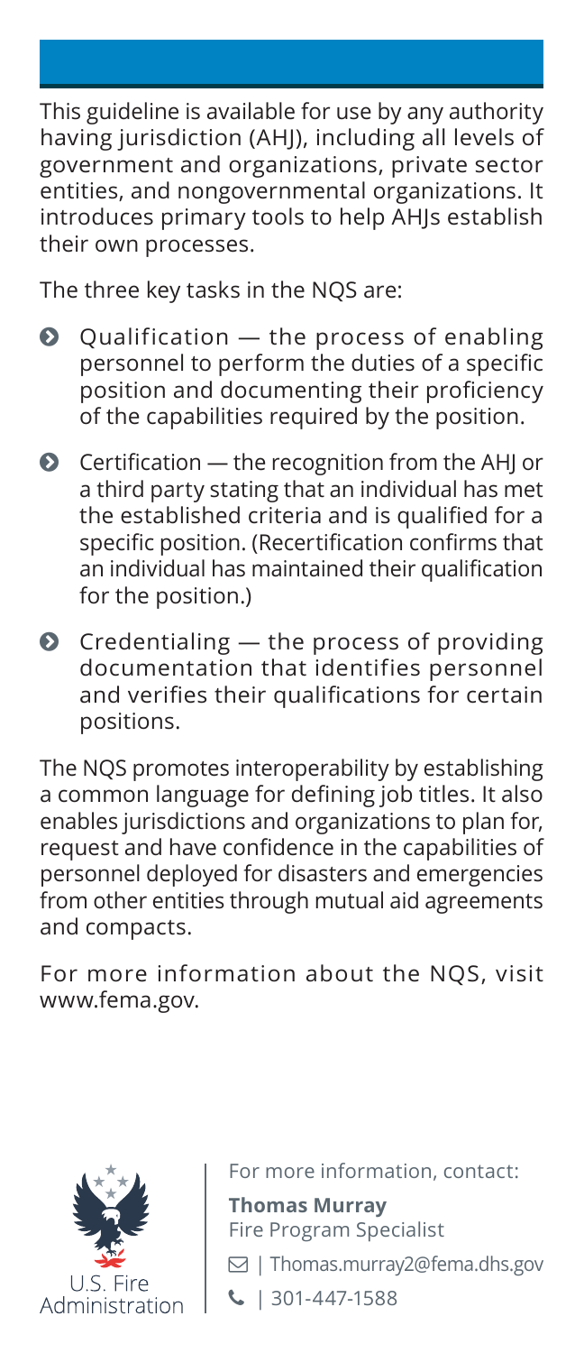This guideline is available for use by any authority having jurisdiction (AHJ), including all levels of government and organizations, private sector entities, and nongovernmental organizations. It introduces primary tools to help AHJs establish their own processes.

The three key tasks in the NQS are:

- Qualification — the process of enabling personnel to perform the duties of a specific position and documenting their proficiency of the capabilities required by the position.
- Certification — the recognition from the AHJ or a third party stating that an individual has met the established criteria and is qualified for a specific position. (Recertification confirms that an individual has maintained their qualification for the position.)
- Credentialing — the process of providing documentation that identifies personnel and verifies their qualifications for certain positions.

The NQS promotes interoperability by establishing a common language for defining job titles. It also enables jurisdictions and organizations to plan for, request and have confidence in the capabilities of personnel deployed for disasters and emergencies from other entities through mutual aid agreements and compacts.

For more information about the NQS, visit www.fema.gov.

U.S. Fire Administration

For more information, contact:

**Thomas Murray**
Fire Program Specialist

| Thomas.murray2@fema.dhs.gov

| 301-447-1588